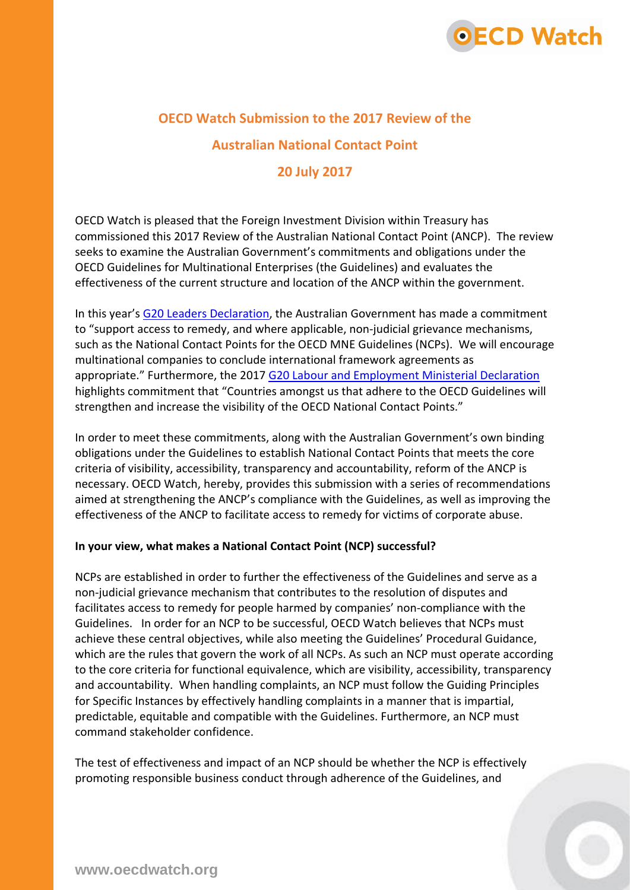# OECD Watch Submission to the 2017 Review of the Australian National Contact Point

## 20 July 2017

OECD Watch is pleased that the Foreign Investment Division within Treasury has commissioned this 2017 Review of the Australian National Contact Point (ANCP). The review seeks to examine the Australian Government's commitments and obligations under the OECD Guidelines for Multinational Enterprises (the Guidelines) and evaluates the effectiveness of the current structure and location of the ANCP within the government.

In this year's G20 Leaders Declaration, the Australian Government has made a commitment to "support access to remedy, and where applicable, non-judicial grievance mechanisms, such as the National Contact Points for the OECD MNE Guidelines (NCPs). We will encourage multinational companies to conclude international framework agreements as appropriate." Furthermore, the 2017 G20 Labour and Employment Ministerial Declaration highlights commitment that "Countries amongst us that adhere to the OECD Guidelines will strengthen and increase the visibility of the OECD National Contact Points."

In order to meet these commitments, along with the Australian Government's own binding obligations under the Guidelines to establish National Contact Points that meets the core criteria of visibility, accessibility, transparency and accountability, reform of the ANCP is necessary. OECD Watch, hereby, provides this submission with a series of recommendations aimed at strengthening the ANCP's compliance with the Guidelines, as well as improving the effectiveness of the ANCP to facilitate access to remedy for victims of corporate abuse.

**In your view, what makes a National Contact Point (NCP) successful?**

NCPs are established in order to further the effectiveness of the Guidelines and serve as a non-judicial grievance mechanism that contributes to the resolution of disputes and facilitates access to remedy for people harmed by companies' non-compliance with the Guidelines. In order for an NCP to be successful, OECD Watch believes that NCPs must achieve these central objectives, while also meeting the Guidelines' Procedural Guidance, which are the rules that govern the work of all NCPs. As such an NCP must operate according to the core criteria for functional equivalence, which are visibility, accessibility, transparency and accountability. When handling complaints, an NCP must follow the Guiding Principles for Specific Instances by effectively handling complaints in a manner that is impartial, predictable, equitable and compatible with the Guidelines. Furthermore, an NCP must command stakeholder confidence.

The test of effectiveness and impact of an NCP should be whether the NCP is effectively promoting responsible business conduct through adherence of the Guidelines, and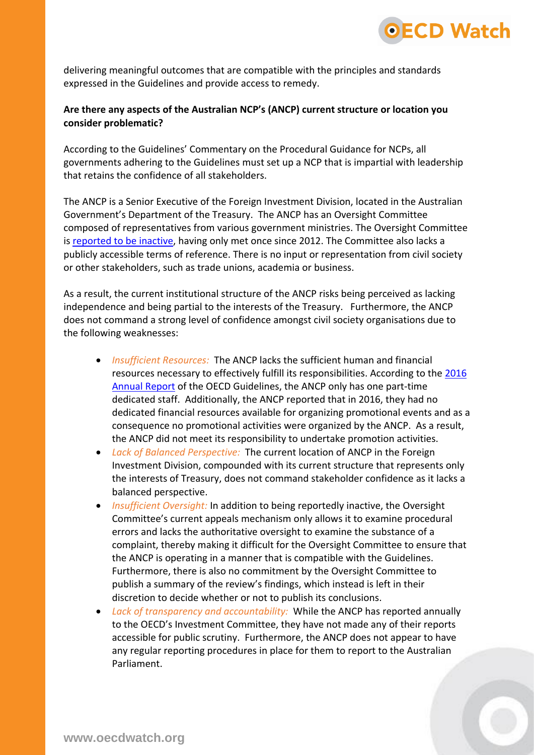delivering meaningful outcomes that are compatible with the principles and standards expressed in the Guidelines and provide access to remedy.

**Are there any aspects of the Australian NCP's (ANCP) current structure or location you consider problematic?**

According to the Guidelines' Commentary on the Procedural Guidance for NCPs, all governments adhering to the Guidelines must set up a NCP that is impartial with leadership that retains the confidence of all stakeholders.

The ANCP is a Senior Executive of the Foreign Investment Division, located in the Australian Government's Department of the Treasury. The ANCP has an Oversight Committee composed of representatives from various government ministries. The Oversight Committee is reported to be inactive, having only met once since 2012. The Committee also lacks a publicly accessible terms of reference. There is no input or representation from civil society or other stakeholders, such as trade unions, academia or business.

As a result, the current institutional structure of the ANCP risks being perceived as lacking independence and being partial to the interests of the Treasury. Furthermore, the ANCP does not command a strong level of confidence amongst civil society organisations due to the following weaknesses:

- *Insufficient Resources:* The ANCP lacks the sufficient human and financial resources necessary to effectively fulfill its responsibilities. According to the 2016 Annual Report of the OECD Guidelines, the ANCP only has one part-time dedicated staff. Additionally, the ANCP reported that in 2016, they had no dedicated financial resources available for organizing promotional events and as a consequence no promotional activities were organized by the ANCP. As a result, the ANCP did not meet its responsibility to undertake promotion activities.
- *Lack of Balanced Perspective:* The current location of ANCP in the Foreign Investment Division, compounded with its current structure that represents only the interests of Treasury, does not command stakeholder confidence as it lacks a balanced perspective.
- *Insufficient Oversight:* In addition to being reportedly inactive, the Oversight Committee's current appeals mechanism only allows it to examine procedural errors and lacks the authoritative oversight to examine the substance of a complaint, thereby making it difficult for the Oversight Committee to ensure that the ANCP is operating in a manner that is compatible with the Guidelines. Furthermore, there is also no commitment by the Oversight Committee to publish a summary of the review's findings, which instead is left in their discretion to decide whether or not to publish its conclusions.
- *Lack of transparency and accountability:* While the ANCP has reported annually to the OECD's Investment Committee, they have not made any of their reports accessible for public scrutiny. Furthermore, the ANCP does not appear to have any regular reporting procedures in place for them to report to the Australian Parliament.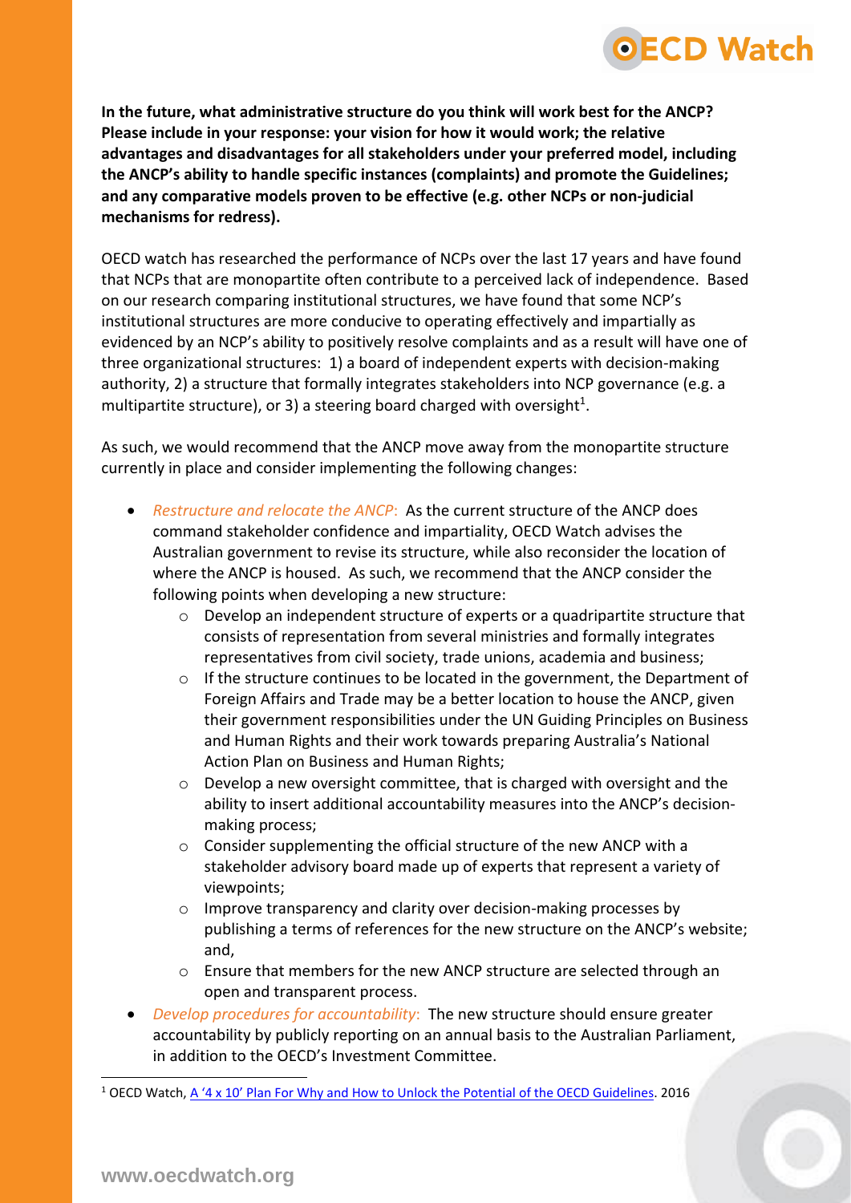**In the future, what administrative structure do you think will work best for the ANCP? Please include in your response: your vision for how it would work; the relative advantages and disadvantages for all stakeholders under your preferred model, including the ANCP's ability to handle specific instances (complaints) and promote the Guidelines; and any comparative models proven to be effective (e.g. other NCPs or non-judicial mechanisms for redress).**

OECD watch has researched the performance of NCPs over the last 17 years and have found that NCPs that are monopartite often contribute to a perceived lack of independence. Based on our research comparing institutional structures, we have found that some NCP's institutional structures are more conducive to operating effectively and impartially as evidenced by an NCP's ability to positively resolve complaints and as a result will have one of three organizational structures: 1) a board of independent experts with decision-making authority, 2) a structure that formally integrates stakeholders into NCP governance (e.g. a multipartite structure), or 3) a steering board charged with oversight[1].

As such, we would recommend that the ANCP move away from the monopartite structure currently in place and consider implementing the following changes:

- *Restructure and relocate the ANCP*: As the current structure of the ANCP does command stakeholder confidence and impartiality, OECD Watch advises the Australian government to revise its structure, while also reconsider the location of where the ANCP is housed. As such, we recommend that the ANCP consider the following points when developing a new structure:
  - Develop an independent structure of experts or a quadripartite structure that consists of representation from several ministries and formally integrates representatives from civil society, trade unions, academia and business;
  - If the structure continues to be located in the government, the Department of Foreign Affairs and Trade may be a better location to house the ANCP, given their government responsibilities under the UN Guiding Principles on Business and Human Rights and their work towards preparing Australia's National Action Plan on Business and Human Rights;
  - Develop a new oversight committee, that is charged with oversight and the ability to insert additional accountability measures into the ANCP's decision-making process;
  - Consider supplementing the official structure of the new ANCP with a stakeholder advisory board made up of experts that represent a variety of viewpoints;
  - Improve transparency and clarity over decision-making processes by publishing a terms of references for the new structure on the ANCP's website; and,
  - Ensure that members for the new ANCP structure are selected through an open and transparent process.
- *Develop procedures for accountability*: The new structure should ensure greater accountability by publicly reporting on an annual basis to the Australian Parliament, in addition to the OECD's Investment Committee.

[1] OECD Watch, A '4 x 10' Plan For Why and How to Unlock the Potential of the OECD Guidelines. 2016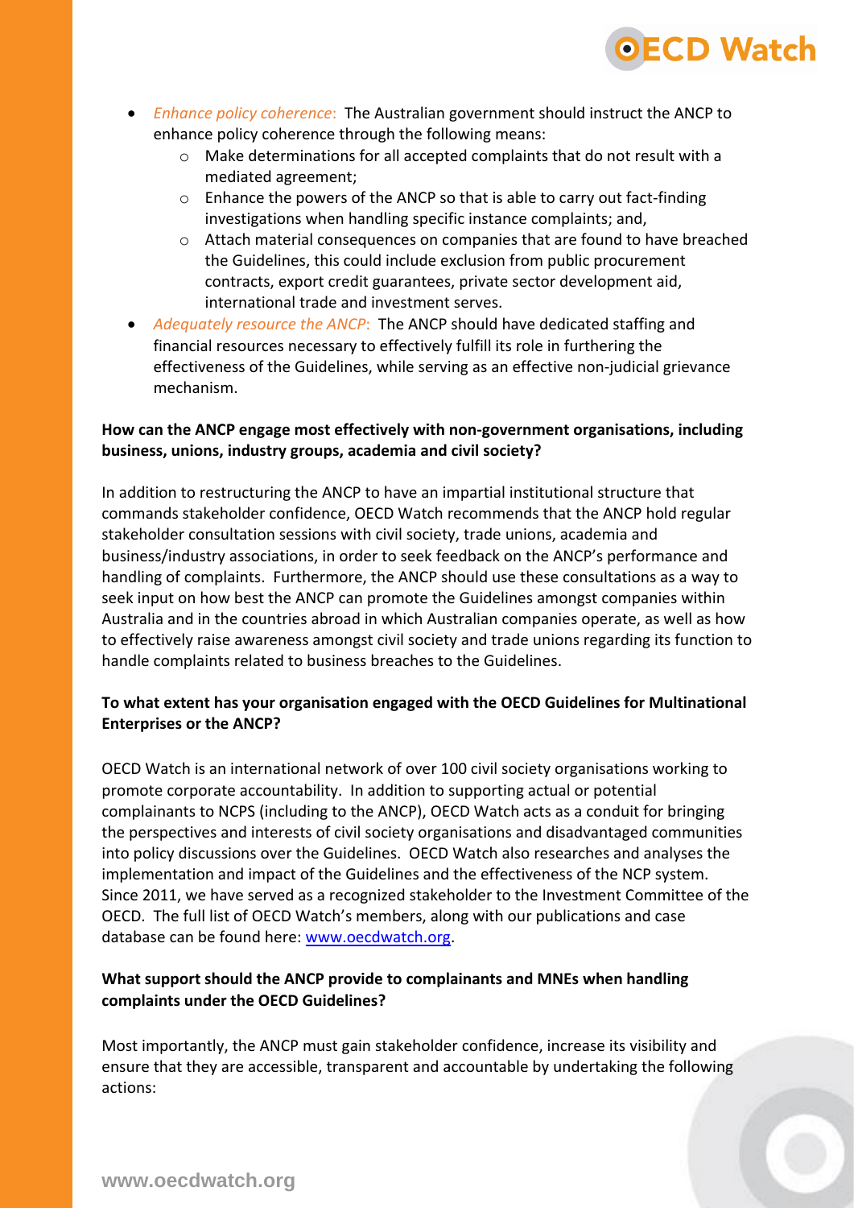- *Enhance policy coherence*: The Australian government should instruct the ANCP to enhance policy coherence through the following means:
    - Make determinations for all accepted complaints that do not result with a mediated agreement;
    - Enhance the powers of the ANCP so that is able to carry out fact-finding investigations when handling specific instance complaints; and,
    - Attach material consequences on companies that are found to have breached the Guidelines, this could include exclusion from public procurement contracts, export credit guarantees, private sector development aid, international trade and investment serves.
- *Adequately resource the ANCP*: The ANCP should have dedicated staffing and financial resources necessary to effectively fulfill its role in furthering the effectiveness of the Guidelines, while serving as an effective non-judicial grievance mechanism.

**How can the ANCP engage most effectively with non-government organisations, including business, unions, industry groups, academia and civil society?**

In addition to restructuring the ANCP to have an impartial institutional structure that commands stakeholder confidence, OECD Watch recommends that the ANCP hold regular stakeholder consultation sessions with civil society, trade unions, academia and business/industry associations, in order to seek feedback on the ANCP's performance and handling of complaints. Furthermore, the ANCP should use these consultations as a way to seek input on how best the ANCP can promote the Guidelines amongst companies within Australia and in the countries abroad in which Australian companies operate, as well as how to effectively raise awareness amongst civil society and trade unions regarding its function to handle complaints related to business breaches to the Guidelines.

**To what extent has your organisation engaged with the OECD Guidelines for Multinational Enterprises or the ANCP?**

OECD Watch is an international network of over 100 civil society organisations working to promote corporate accountability. In addition to supporting actual or potential complainants to NCPS (including to the ANCP), OECD Watch acts as a conduit for bringing the perspectives and interests of civil society organisations and disadvantaged communities into policy discussions over the Guidelines. OECD Watch also researches and analyses the implementation and impact of the Guidelines and the effectiveness of the NCP system. Since 2011, we have served as a recognized stakeholder to the Investment Committee of the OECD. The full list of OECD Watch's members, along with our publications and case database can be found here: www.oecdwatch.org.

**What support should the ANCP provide to complainants and MNEs when handling complaints under the OECD Guidelines?**

Most importantly, the ANCP must gain stakeholder confidence, increase its visibility and ensure that they are accessible, transparent and accountable by undertaking the following actions: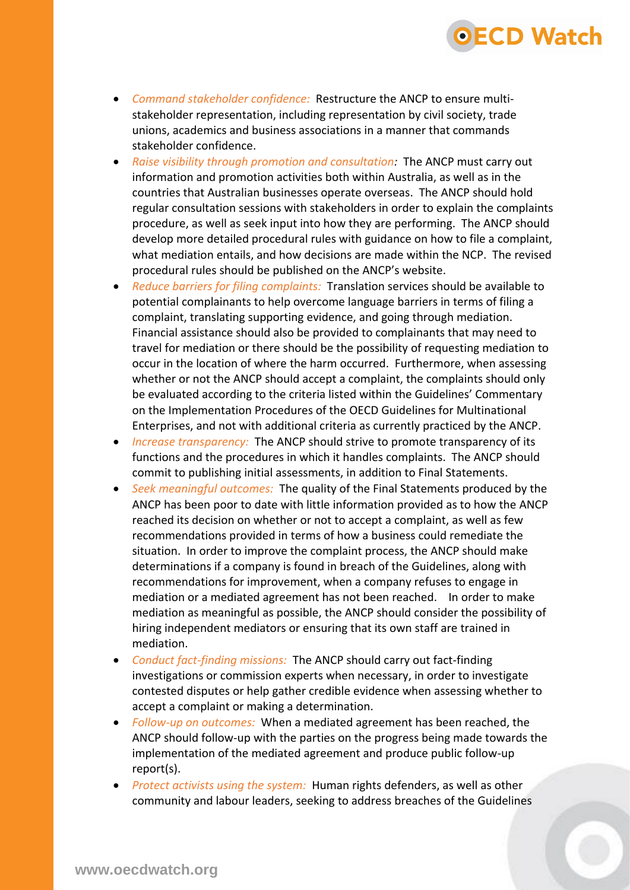- *Command stakeholder confidence:* Restructure the ANCP to ensure multi-stakeholder representation, including representation by civil society, trade unions, academics and business associations in a manner that commands stakeholder confidence.
- *Raise visibility through promotion and consultation:* The ANCP must carry out information and promotion activities both within Australia, as well as in the countries that Australian businesses operate overseas. The ANCP should hold regular consultation sessions with stakeholders in order to explain the complaints procedure, as well as seek input into how they are performing. The ANCP should develop more detailed procedural rules with guidance on how to file a complaint, what mediation entails, and how decisions are made within the NCP. The revised procedural rules should be published on the ANCP's website.
- *Reduce barriers for filing complaints:* Translation services should be available to potential complainants to help overcome language barriers in terms of filing a complaint, translating supporting evidence, and going through mediation. Financial assistance should also be provided to complainants that may need to travel for mediation or there should be the possibility of requesting mediation to occur in the location of where the harm occurred. Furthermore, when assessing whether or not the ANCP should accept a complaint, the complaints should only be evaluated according to the criteria listed within the Guidelines' Commentary on the Implementation Procedures of the OECD Guidelines for Multinational Enterprises, and not with additional criteria as currently practiced by the ANCP.
- *Increase transparency:* The ANCP should strive to promote transparency of its functions and the procedures in which it handles complaints. The ANCP should commit to publishing initial assessments, in addition to Final Statements.
- *Seek meaningful outcomes:* The quality of the Final Statements produced by the ANCP has been poor to date with little information provided as to how the ANCP reached its decision on whether or not to accept a complaint, as well as few recommendations provided in terms of how a business could remediate the situation. In order to improve the complaint process, the ANCP should make determinations if a company is found in breach of the Guidelines, along with recommendations for improvement, when a company refuses to engage in mediation or a mediated agreement has not been reached. In order to make mediation as meaningful as possible, the ANCP should consider the possibility of hiring independent mediators or ensuring that its own staff are trained in mediation.
- *Conduct fact-finding missions:* The ANCP should carry out fact-finding investigations or commission experts when necessary, in order to investigate contested disputes or help gather credible evidence when assessing whether to accept a complaint or making a determination.
- *Follow-up on outcomes:* When a mediated agreement has been reached, the ANCP should follow-up with the parties on the progress being made towards the implementation of the mediated agreement and produce public follow-up report(s).
- *Protect activists using the system:* Human rights defenders, as well as other community and labour leaders, seeking to address breaches of the Guidelines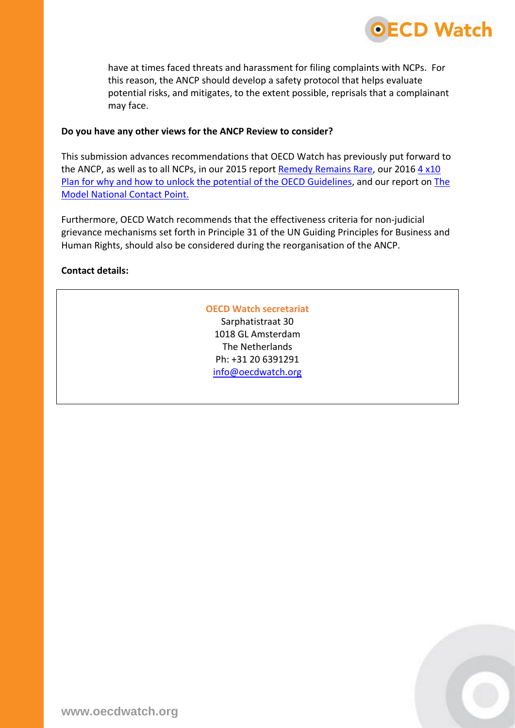have at times faced threats and harassment for filing complaints with NCPs. For this reason, the ANCP should develop a safety protocol that helps evaluate potential risks, and mitigates, to the extent possible, reprisals that a complainant may face.

**Do you have any other views for the ANCP Review to consider?**

This submission advances recommendations that OECD Watch has previously put forward to the ANCP, as well as to all NCPs, in our 2015 report Remedy Remains Rare, our 2016 4 x10 Plan for why and how to unlock the potential of the OECD Guidelines, and our report on The Model National Contact Point.

Furthermore, OECD Watch recommends that the effectiveness criteria for non-judicial grievance mechanisms set forth in Principle 31 of the UN Guiding Principles for Business and Human Rights, should also be considered during the reorganisation of the ANCP.

**Contact details:**

**OECD Watch secretariat**
Sarphatistraat 30
1018 GL Amsterdam
The Netherlands
Ph: +31 20 6391291
info@oecdwatch.org